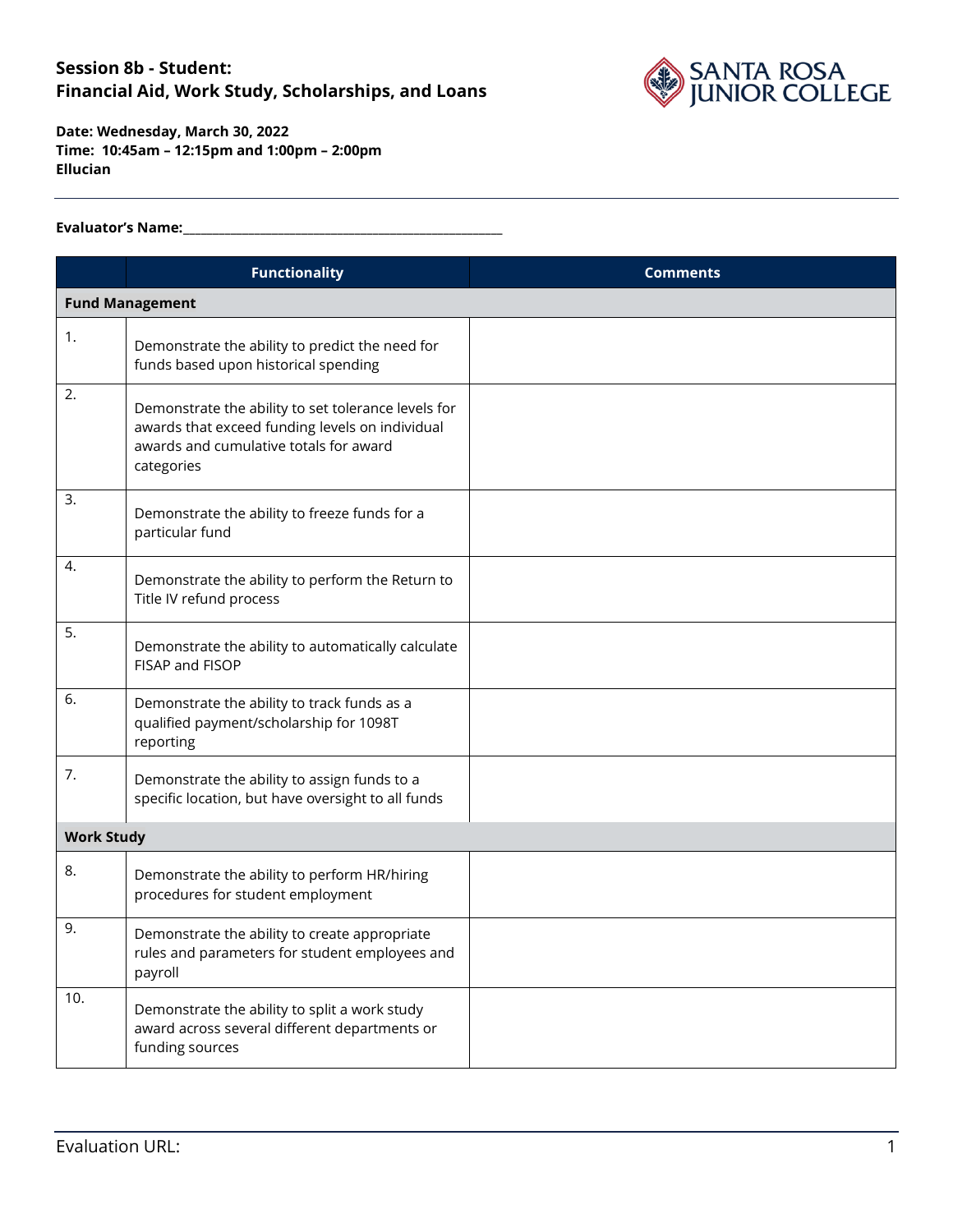# Session 8b - Student: Financial Aid, Work Study, Scholarships, and Loans

**Date: Wednesday, March 30, 2022**
**Time: 10:45am – 12:15pm and 1:00pm – 2:00pm**
**Ellucian**

---

**Evaluator's Name:**\_\_\_\_\_\_\_\_\_\_\_\_\_\_\_\_\_\_\_\_\_\_\_\_\_\_\_\_\_\_\_\_\_\_\_\_\_\_\_\_\_\_\_\_\_\_

| | Functionality | Comments |
|---|---|---|
| **Fund Management** | | |
| 1. | Demonstrate the ability to predict the need for funds based upon historical spending | |
| 2. | Demonstrate the ability to set tolerance levels for awards that exceed funding levels on individual awards and cumulative totals for award categories | |
| 3. | Demonstrate the ability to freeze funds for a particular fund | |
| 4. | Demonstrate the ability to perform the Return to Title IV refund process | |
| 5. | Demonstrate the ability to automatically calculate FISAP and FISOP | |
| 6. | Demonstrate the ability to track funds as a qualified payment/scholarship for 1098T reporting | |
| 7. | Demonstrate the ability to assign funds to a specific location, but have oversight to all funds | |
| **Work Study** | | |
| 8. | Demonstrate the ability to perform HR/hiring procedures for student employment | |
| 9. | Demonstrate the ability to create appropriate rules and parameters for student employees and payroll | |
| 10. | Demonstrate the ability to split a work study award across several different departments or funding sources | |

Evaluation URL: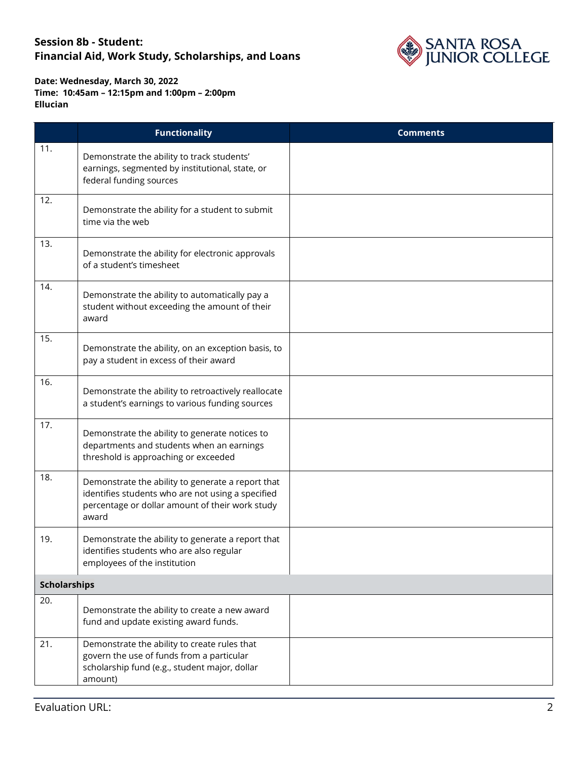**Session 8b - Student: Financial Aid, Work Study, Scholarships, and Loans**

**Date: Wednesday, March 30, 2022**
**Time: 10:45am – 12:15pm and 1:00pm – 2:00pm**
**Ellucian**

| | Functionality | Comments |
|---|---|---|
| 11. | Demonstrate the ability to track students' earnings, segmented by institutional, state, or federal funding sources | |
| 12. | Demonstrate the ability for a student to submit time via the web | |
| 13. | Demonstrate the ability for electronic approvals of a student's timesheet | |
| 14. | Demonstrate the ability to automatically pay a student without exceeding the amount of their award | |
| 15. | Demonstrate the ability, on an exception basis, to pay a student in excess of their award | |
| 16. | Demonstrate the ability to retroactively reallocate a student's earnings to various funding sources | |
| 17. | Demonstrate the ability to generate notices to departments and students when an earnings threshold is approaching or exceeded | |
| 18. | Demonstrate the ability to generate a report that identifies students who are not using a specified percentage or dollar amount of their work study award | |
| 19. | Demonstrate the ability to generate a report that identifies students who are also regular employees of the institution | |
| **Scholarships** | | |
| 20. | Demonstrate the ability to create a new award fund and update existing award funds. | |
| 21. | Demonstrate the ability to create rules that govern the use of funds from a particular scholarship fund (e.g., student major, dollar amount) | |

Evaluation URL: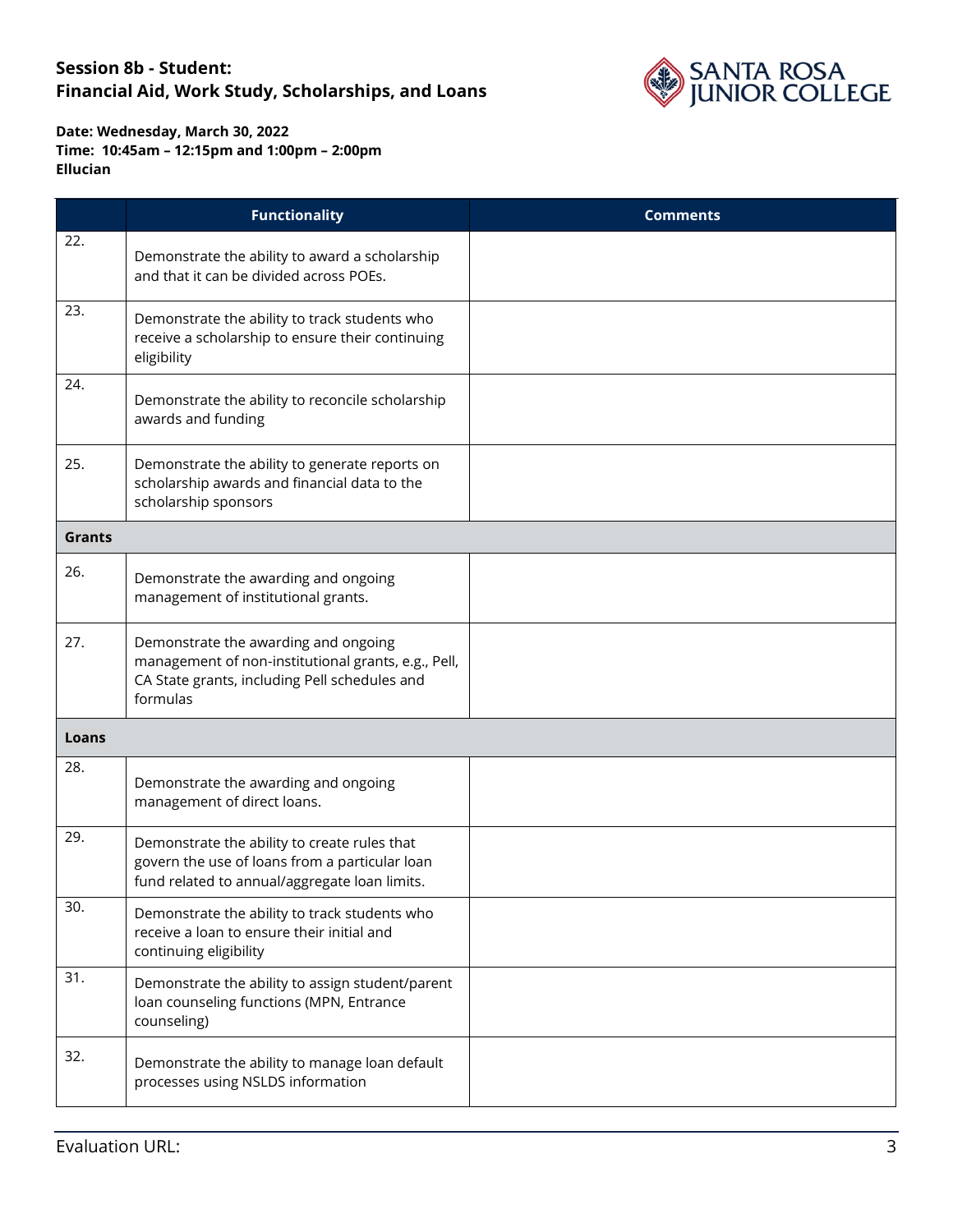**Session 8b - Student:**
**Financial Aid, Work Study, Scholarships, and Loans**

**Date: Wednesday, March 30, 2022**
**Time: 10:45am – 12:15pm and 1:00pm – 2:00pm**
**Ellucian**

| | Functionality | Comments |
|---|---|---|
| 22. | Demonstrate the ability to award a scholarship and that it can be divided across POEs. | |
| 23. | Demonstrate the ability to track students who receive a scholarship to ensure their continuing eligibility | |
| 24. | Demonstrate the ability to reconcile scholarship awards and funding | |
| 25. | Demonstrate the ability to generate reports on scholarship awards and financial data to the scholarship sponsors | |
| **Grants** | | |
| 26. | Demonstrate the awarding and ongoing management of institutional grants. | |
| 27. | Demonstrate the awarding and ongoing management of non-institutional grants, e.g., Pell, CA State grants, including Pell schedules and formulas | |
| **Loans** | | |
| 28. | Demonstrate the awarding and ongoing management of direct loans. | |
| 29. | Demonstrate the ability to create rules that govern the use of loans from a particular loan fund related to annual/aggregate loan limits. | |
| 30. | Demonstrate the ability to track students who receive a loan to ensure their initial and continuing eligibility | |
| 31. | Demonstrate the ability to assign student/parent loan counseling functions (MPN, Entrance counseling) | |
| 32. | Demonstrate the ability to manage loan default processes using NSLDS information | |

Evaluation URL: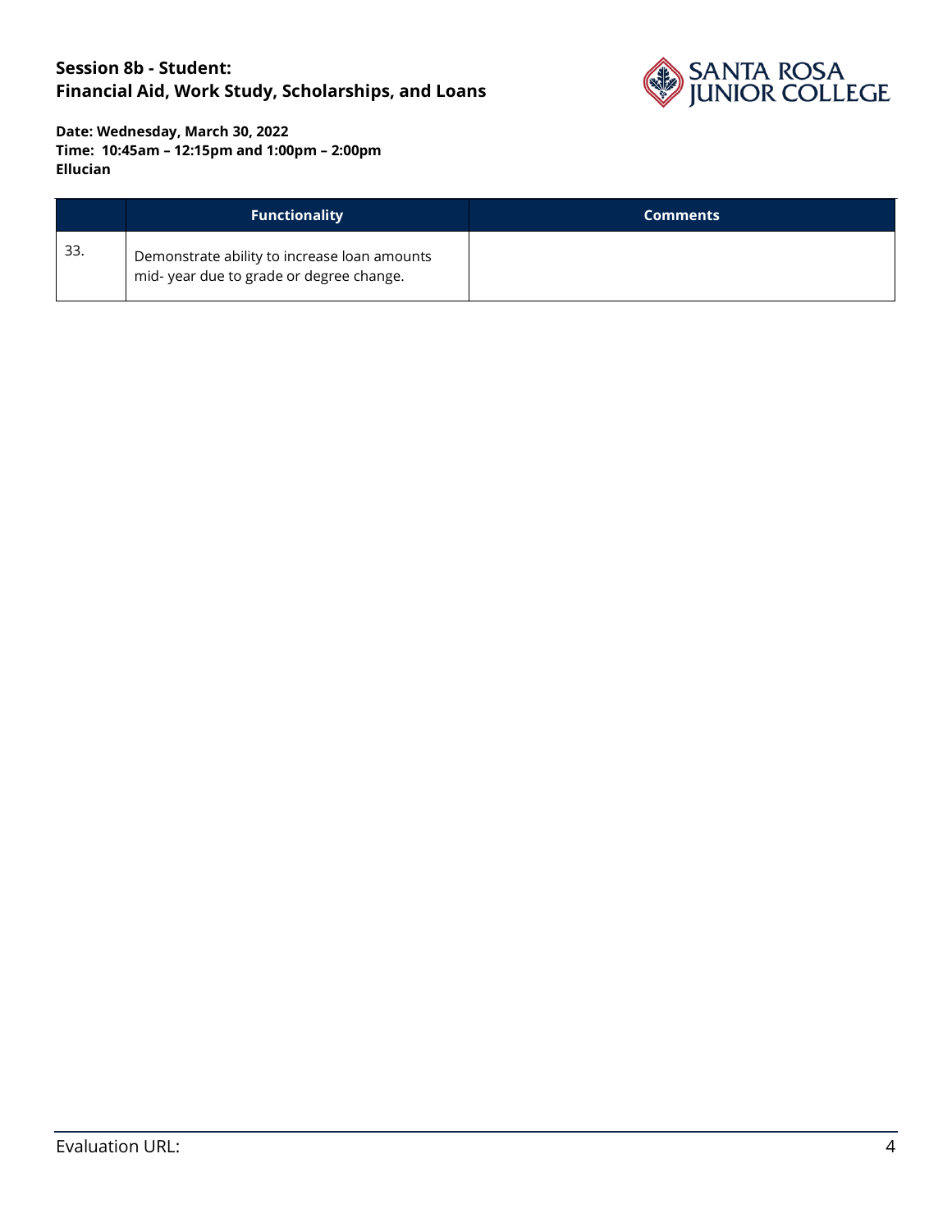**Session 8b - Student:**
**Financial Aid, Work Study, Scholarships, and Loans**

**Date: Wednesday, March 30, 2022**
**Time: 10:45am – 12:15pm and 1:00pm – 2:00pm**
**Ellucian**

| | Functionality | Comments |
|---|---|---|
| 33. | Demonstrate ability to increase loan amounts mid- year due to grade or degree change. | |

Evaluation URL: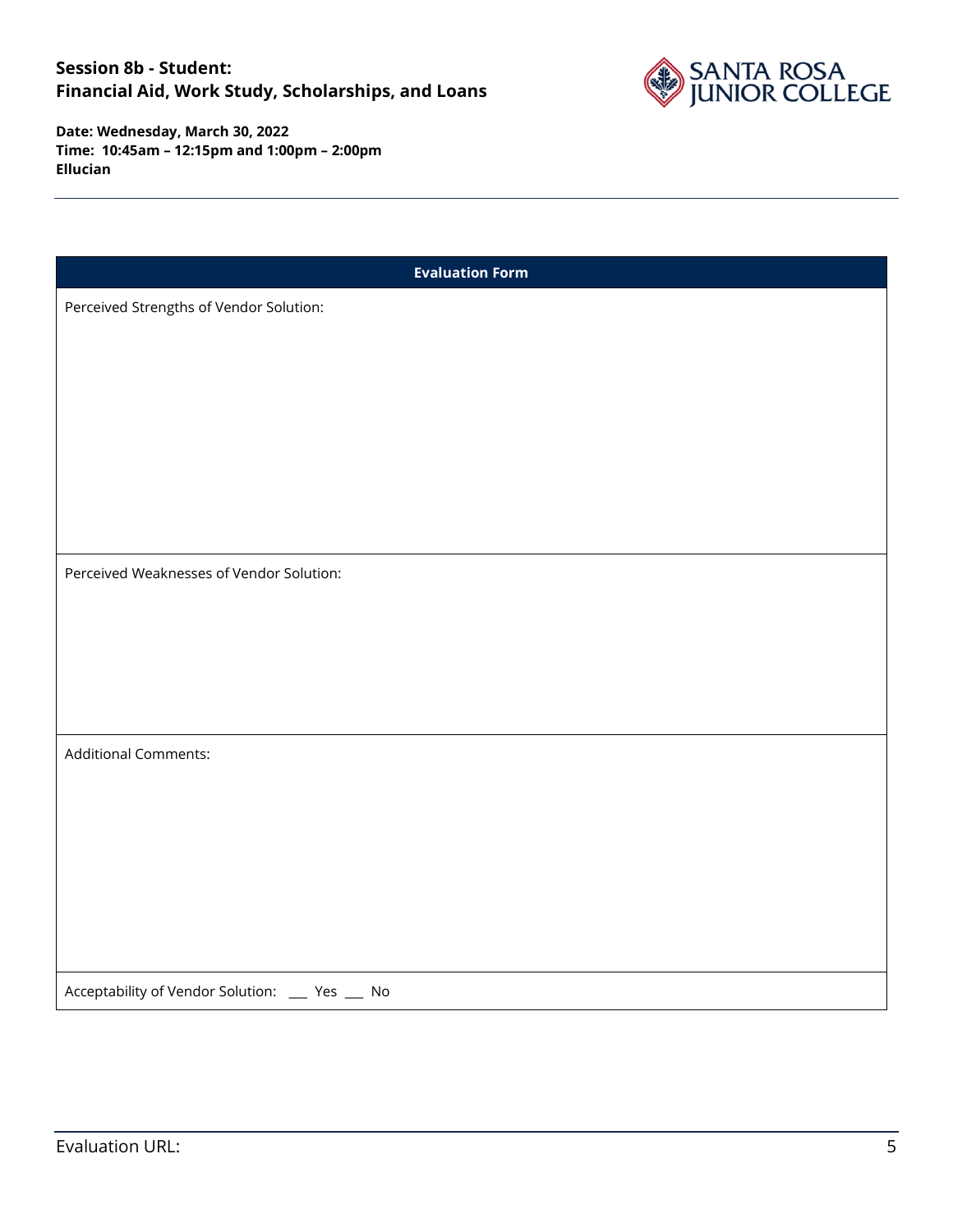**Session 8b - Student:**
**Financial Aid, Work Study, Scholarships, and Loans**

**Date: Wednesday, March 30, 2022**
**Time: 10:45am – 12:15pm and 1:00pm – 2:00pm**
**Ellucian**

| Evaluation Form |
| --- |
| Perceived Strengths of Vendor Solution: |
| Perceived Weaknesses of Vendor Solution: |
| Additional Comments: |
| Acceptability of Vendor Solution: ___ Yes ___ No |

Evaluation URL: